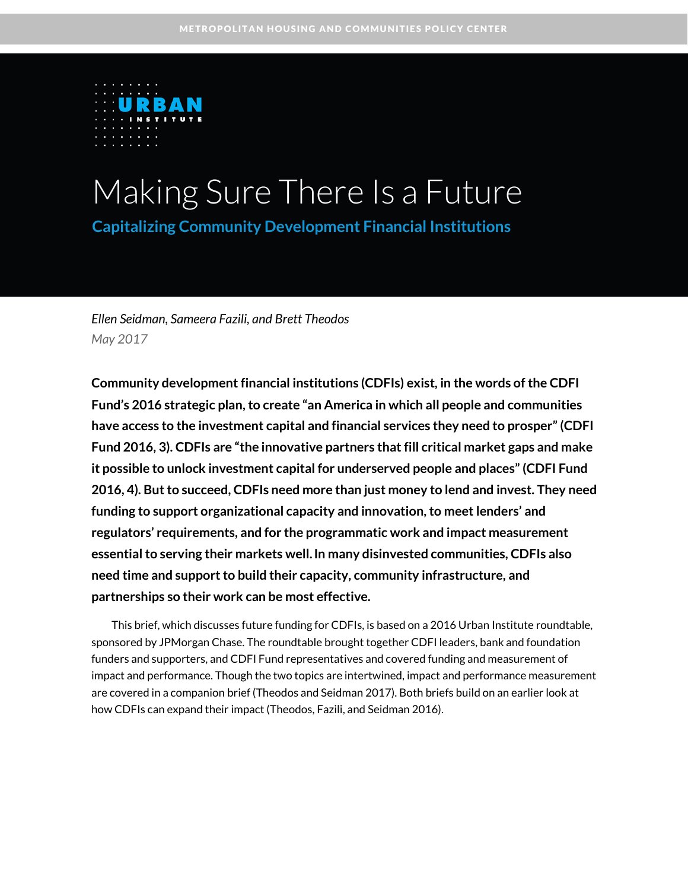METROPOLITAN HOUSING AND COMMUNITIES POLICY CENTER

URBAN INSTITUTE

# Making Sure There Is a Future

## Capitalizing Community Development Financial Institutions

*Ellen Seidman, Sameera Fazili, and Brett Theodos*

*May 2017*

**Community development financial institutions (CDFIs) exist, in the words of the CDFI Fund's 2016 strategic plan, to create "an America in which all people and communities have access to the investment capital and financial services they need to prosper" (CDFI Fund 2016, 3). CDFIs are "the innovative partners that fill critical market gaps and make it possible to unlock investment capital for underserved people and places" (CDFI Fund 2016, 4). But to succeed, CDFIs need more than just money to lend and invest. They need funding to support organizational capacity and innovation, to meet lenders' and regulators' requirements, and for the programmatic work and impact measurement essential to serving their markets well. In many disinvested communities, CDFIs also need time and support to build their capacity, community infrastructure, and partnerships so their work can be most effective.**

This brief, which discusses future funding for CDFIs, is based on a 2016 Urban Institute roundtable, sponsored by JPMorgan Chase. The roundtable brought together CDFI leaders, bank and foundation funders and supporters, and CDFI Fund representatives and covered funding and measurement of impact and performance. Though the two topics are intertwined, impact and performance measurement are covered in a companion brief (Theodos and Seidman 2017). Both briefs build on an earlier look at how CDFIs can expand their impact (Theodos, Fazili, and Seidman 2016).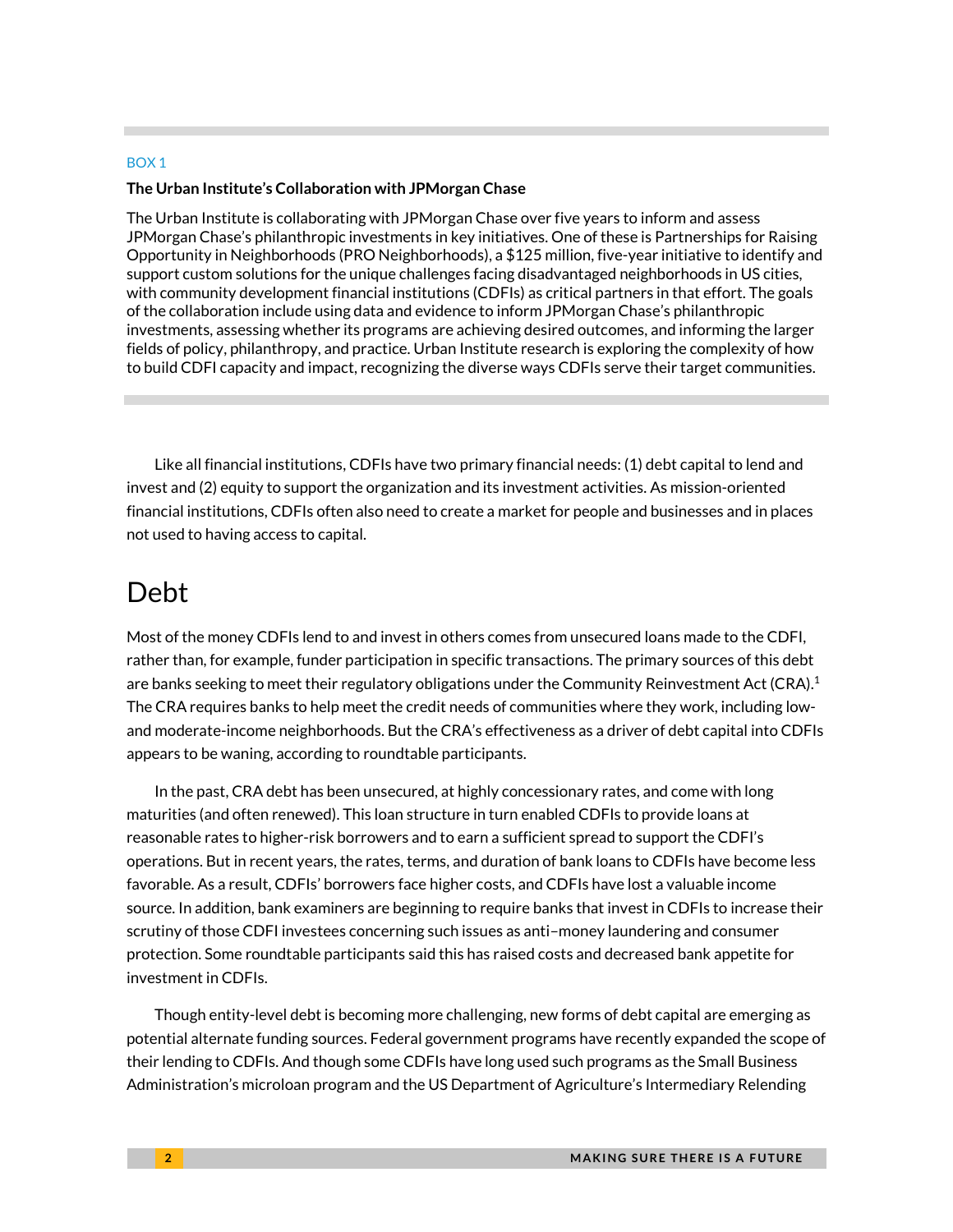BOX 1

**The Urban Institute's Collaboration with JPMorgan Chase**

The Urban Institute is collaborating with JPMorgan Chase over five years to inform and assess JPMorgan Chase's philanthropic investments in key initiatives. One of these is Partnerships for Raising Opportunity in Neighborhoods (PRO Neighborhoods), a $125 million, five-year initiative to identify and support custom solutions for the unique challenges facing disadvantaged neighborhoods in US cities, with community development financial institutions (CDFIs) as critical partners in that effort. The goals of the collaboration include using data and evidence to inform JPMorgan Chase's philanthropic investments, assessing whether its programs are achieving desired outcomes, and informing the larger fields of policy, philanthropy, and practice. Urban Institute research is exploring the complexity of how to build CDFI capacity and impact, recognizing the diverse ways CDFIs serve their target communities.

Like all financial institutions, CDFIs have two primary financial needs: (1) debt capital to lend and invest and (2) equity to support the organization and its investment activities. As mission-oriented financial institutions, CDFIs often also need to create a market for people and businesses and in places not used to having access to capital.

## Debt

Most of the money CDFIs lend to and invest in others comes from unsecured loans made to the CDFI, rather than, for example, funder participation in specific transactions. The primary sources of this debt are banks seeking to meet their regulatory obligations under the Community Reinvestment Act (CRA).[1] The CRA requires banks to help meet the credit needs of communities where they work, including low- and moderate-income neighborhoods. But the CRA's effectiveness as a driver of debt capital into CDFIs appears to be waning, according to roundtable participants.

In the past, CRA debt has been unsecured, at highly concessionary rates, and come with long maturities (and often renewed). This loan structure in turn enabled CDFIs to provide loans at reasonable rates to higher-risk borrowers and to earn a sufficient spread to support the CDFI's operations. But in recent years, the rates, terms, and duration of bank loans to CDFIs have become less favorable. As a result, CDFIs' borrowers face higher costs, and CDFIs have lost a valuable income source. In addition, bank examiners are beginning to require banks that invest in CDFIs to increase their scrutiny of those CDFI investees concerning such issues as anti–money laundering and consumer protection. Some roundtable participants said this has raised costs and decreased bank appetite for investment in CDFIs.

Though entity-level debt is becoming more challenging, new forms of debt capital are emerging as potential alternate funding sources. Federal government programs have recently expanded the scope of their lending to CDFIs. And though some CDFIs have long used such programs as the Small Business Administration's microloan program and the US Department of Agriculture's Intermediary Relending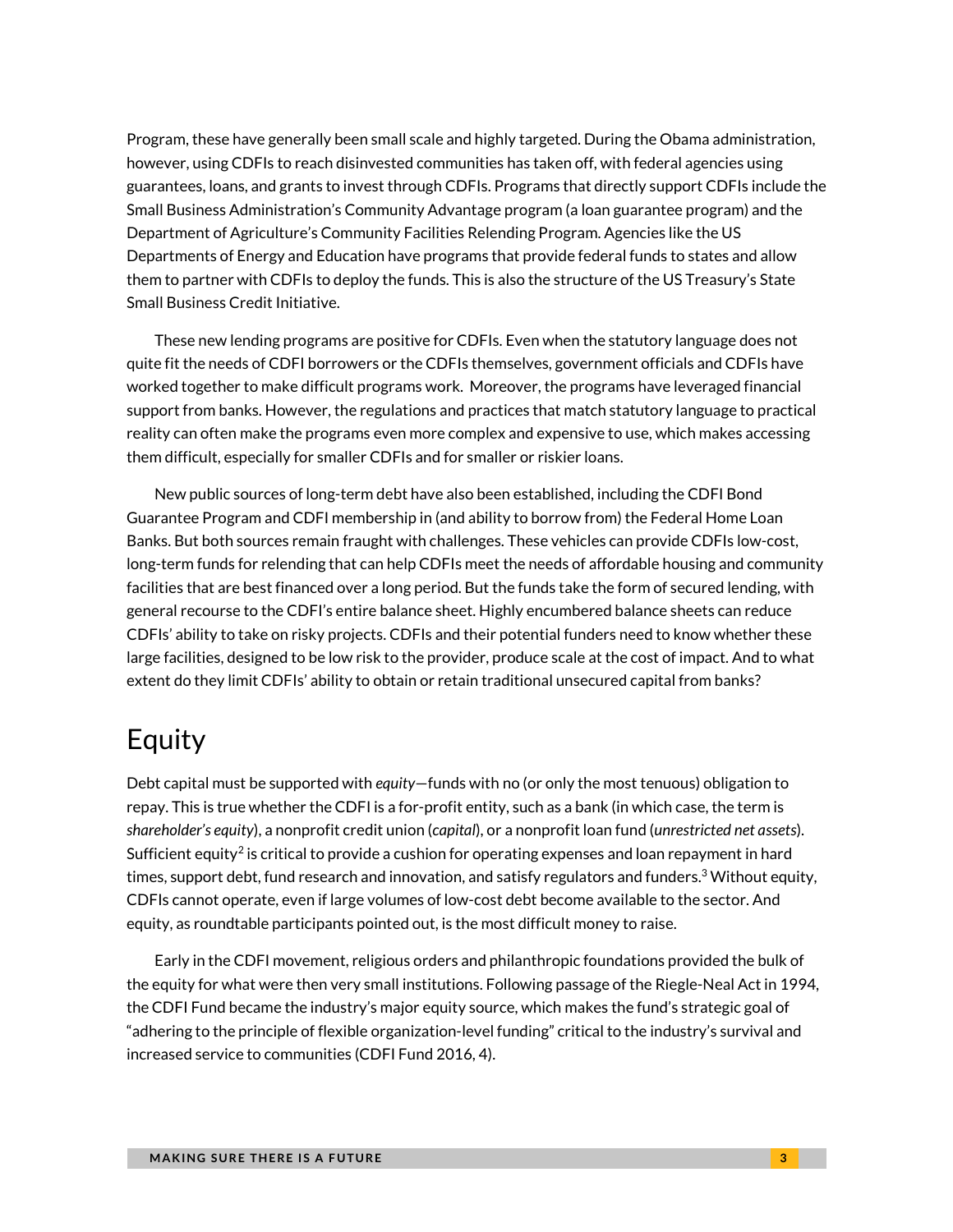Program, these have generally been small scale and highly targeted. During the Obama administration, however, using CDFIs to reach disinvested communities has taken off, with federal agencies using guarantees, loans, and grants to invest through CDFIs. Programs that directly support CDFIs include the Small Business Administration's Community Advantage program (a loan guarantee program) and the Department of Agriculture's Community Facilities Relending Program. Agencies like the US Departments of Energy and Education have programs that provide federal funds to states and allow them to partner with CDFIs to deploy the funds. This is also the structure of the US Treasury's State Small Business Credit Initiative.

These new lending programs are positive for CDFIs. Even when the statutory language does not quite fit the needs of CDFI borrowers or the CDFIs themselves, government officials and CDFIs have worked together to make difficult programs work. Moreover, the programs have leveraged financial support from banks. However, the regulations and practices that match statutory language to practical reality can often make the programs even more complex and expensive to use, which makes accessing them difficult, especially for smaller CDFIs and for smaller or riskier loans.

New public sources of long-term debt have also been established, including the CDFI Bond Guarantee Program and CDFI membership in (and ability to borrow from) the Federal Home Loan Banks. But both sources remain fraught with challenges. These vehicles can provide CDFIs low-cost, long-term funds for relending that can help CDFIs meet the needs of affordable housing and community facilities that are best financed over a long period. But the funds take the form of secured lending, with general recourse to the CDFI's entire balance sheet. Highly encumbered balance sheets can reduce CDFIs' ability to take on risky projects. CDFIs and their potential funders need to know whether these large facilities, designed to be low risk to the provider, produce scale at the cost of impact. And to what extent do they limit CDFIs' ability to obtain or retain traditional unsecured capital from banks?

## Equity

Debt capital must be supported with *equity*—funds with no (or only the most tenuous) obligation to repay. This is true whether the CDFI is a for-profit entity, such as a bank (in which case, the term is *shareholder's equity*), a nonprofit credit union (*capital*), or a nonprofit loan fund (*unrestricted net assets*). Sufficient equity[2] is critical to provide a cushion for operating expenses and loan repayment in hard times, support debt, fund research and innovation, and satisfy regulators and funders.[3] Without equity, CDFIs cannot operate, even if large volumes of low-cost debt become available to the sector. And equity, as roundtable participants pointed out, is the most difficult money to raise.

Early in the CDFI movement, religious orders and philanthropic foundations provided the bulk of the equity for what were then very small institutions. Following passage of the Riegle-Neal Act in 1994, the CDFI Fund became the industry's major equity source, which makes the fund's strategic goal of "adhering to the principle of flexible organization-level funding" critical to the industry's survival and increased service to communities (CDFI Fund 2016, 4).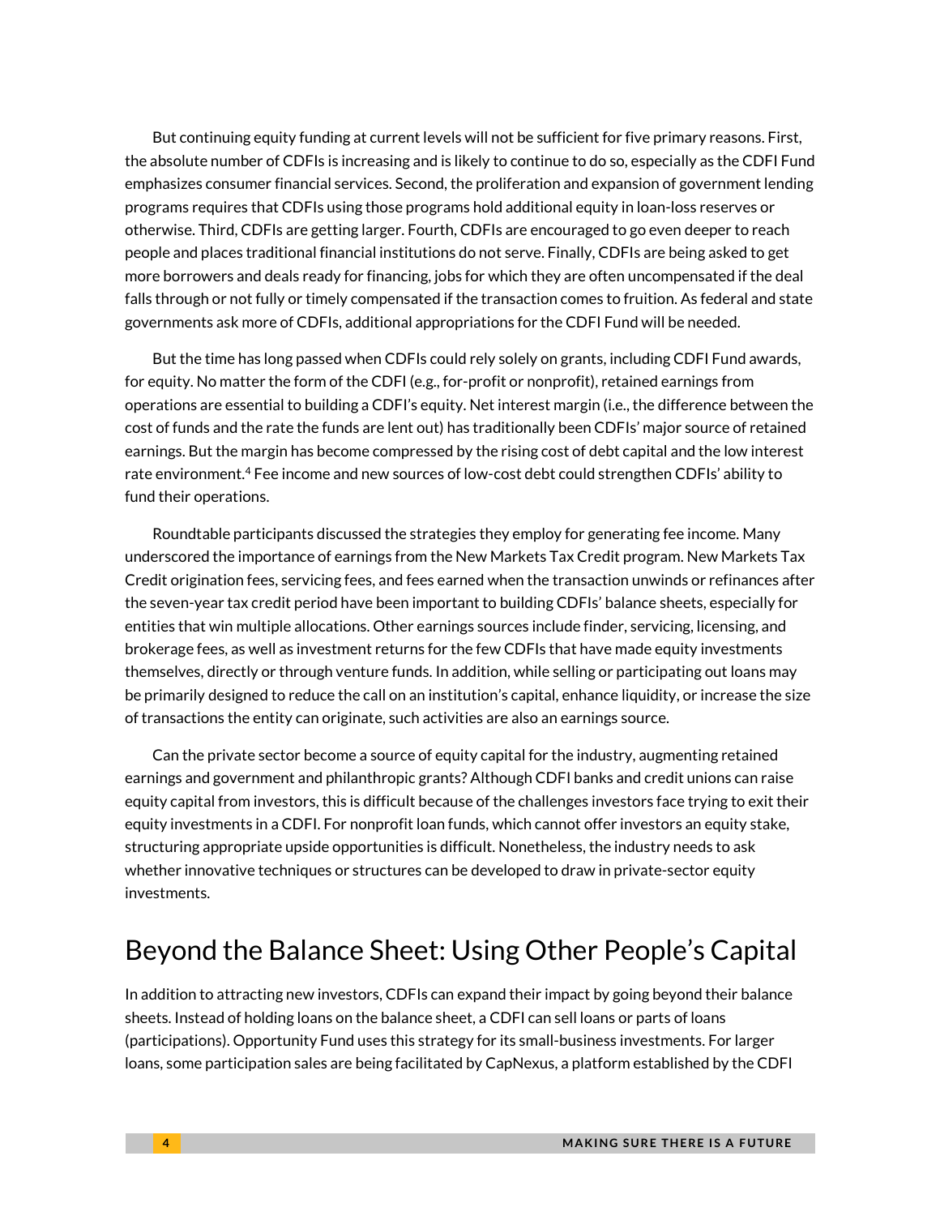But continuing equity funding at current levels will not be sufficient for five primary reasons. First, the absolute number of CDFIs is increasing and is likely to continue to do so, especially as the CDFI Fund emphasizes consumer financial services. Second, the proliferation and expansion of government lending programs requires that CDFIs using those programs hold additional equity in loan-loss reserves or otherwise. Third, CDFIs are getting larger. Fourth, CDFIs are encouraged to go even deeper to reach people and places traditional financial institutions do not serve. Finally, CDFIs are being asked to get more borrowers and deals ready for financing, jobs for which they are often uncompensated if the deal falls through or not fully or timely compensated if the transaction comes to fruition. As federal and state governments ask more of CDFIs, additional appropriations for the CDFI Fund will be needed.

But the time has long passed when CDFIs could rely solely on grants, including CDFI Fund awards, for equity. No matter the form of the CDFI (e.g., for-profit or nonprofit), retained earnings from operations are essential to building a CDFI's equity. Net interest margin (i.e., the difference between the cost of funds and the rate the funds are lent out) has traditionally been CDFIs' major source of retained earnings. But the margin has become compressed by the rising cost of debt capital and the low interest rate environment.[4] Fee income and new sources of low-cost debt could strengthen CDFIs' ability to fund their operations.

Roundtable participants discussed the strategies they employ for generating fee income. Many underscored the importance of earnings from the New Markets Tax Credit program. New Markets Tax Credit origination fees, servicing fees, and fees earned when the transaction unwinds or refinances after the seven-year tax credit period have been important to building CDFIs' balance sheets, especially for entities that win multiple allocations. Other earnings sources include finder, servicing, licensing, and brokerage fees, as well as investment returns for the few CDFIs that have made equity investments themselves, directly or through venture funds. In addition, while selling or participating out loans may be primarily designed to reduce the call on an institution's capital, enhance liquidity, or increase the size of transactions the entity can originate, such activities are also an earnings source.

Can the private sector become a source of equity capital for the industry, augmenting retained earnings and government and philanthropic grants? Although CDFI banks and credit unions can raise equity capital from investors, this is difficult because of the challenges investors face trying to exit their equity investments in a CDFI. For nonprofit loan funds, which cannot offer investors an equity stake, structuring appropriate upside opportunities is difficult. Nonetheless, the industry needs to ask whether innovative techniques or structures can be developed to draw in private-sector equity investments.

## Beyond the Balance Sheet: Using Other People's Capital

In addition to attracting new investors, CDFIs can expand their impact by going beyond their balance sheets. Instead of holding loans on the balance sheet, a CDFI can sell loans or parts of loans (participations). Opportunity Fund uses this strategy for its small-business investments. For larger loans, some participation sales are being facilitated by CapNexus, a platform established by the CDFI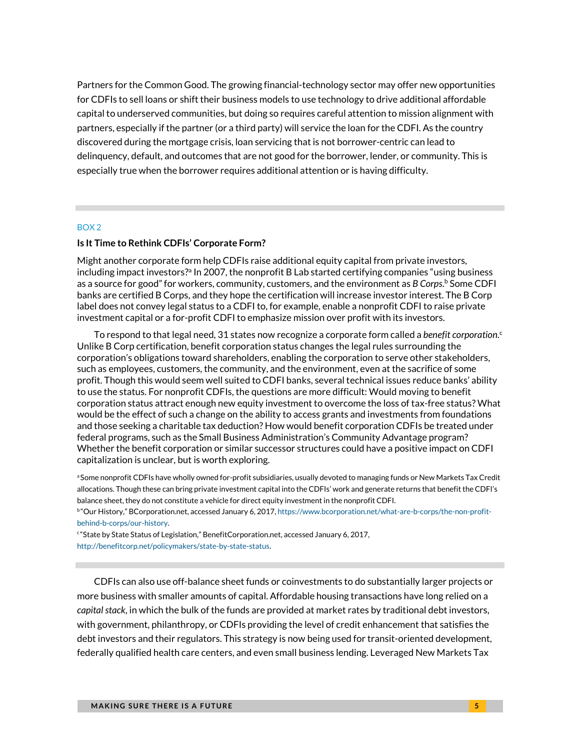Partners for the Common Good. The growing financial-technology sector may offer new opportunities for CDFIs to sell loans or shift their business models to use technology to drive additional affordable capital to underserved communities, but doing so requires careful attention to mission alignment with partners, especially if the partner (or a third party) will service the loan for the CDFI. As the country discovered during the mortgage crisis, loan servicing that is not borrower-centric can lead to delinquency, default, and outcomes that are not good for the borrower, lender, or community. This is especially true when the borrower requires additional attention or is having difficulty.

---

BOX 2

**Is It Time to Rethink CDFIs' Corporate Form?**

Might another corporate form help CDFIs raise additional equity capital from private investors, including impact investors?[a] In 2007, the nonprofit B Lab started certifying companies "using business as a source for good" for workers, community, customers, and the environment as *B Corps*.[b] Some CDFI banks are certified B Corps, and they hope the certification will increase investor interest. The B Corp label does not convey legal status to a CDFI to, for example, enable a nonprofit CDFI to raise private investment capital or a for-profit CDFI to emphasize mission over profit with its investors.

To respond to that legal need, 31 states now recognize a corporate form called a *benefit corporation*.[c] Unlike B Corp certification, benefit corporation status changes the legal rules surrounding the corporation's obligations toward shareholders, enabling the corporation to serve other stakeholders, such as employees, customers, the community, and the environment, even at the sacrifice of some profit. Though this would seem well suited to CDFI banks, several technical issues reduce banks' ability to use the status. For nonprofit CDFIs, the questions are more difficult: Would moving to benefit corporation status attract enough new equity investment to overcome the loss of tax-free status? What would be the effect of such a change on the ability to access grants and investments from foundations and those seeking a charitable tax deduction? How would benefit corporation CDFIs be treated under federal programs, such as the Small Business Administration's Community Advantage program? Whether the benefit corporation or similar successor structures could have a positive impact on CDFI capitalization is unclear, but is worth exploring.

[a] Some nonprofit CDFIs have wholly owned for-profit subsidiaries, usually devoted to managing funds or New Markets Tax Credit allocations. Though these can bring private investment capital into the CDFIs' work and generate returns that benefit the CDFI's balance sheet, they do not constitute a vehicle for direct equity investment in the nonprofit CDFI.

[b] "Our History," BCorporation.net, accessed January 6, 2017, https://www.bcorporation.net/what-are-b-corps/the-non-profit-behind-b-corps/our-history.

[c] "State by State Status of Legislation," BenefitCorporation.net, accessed January 6, 2017, http://benefitcorp.net/policymakers/state-by-state-status.

---

CDFIs can also use off-balance sheet funds or coinvestments to do substantially larger projects or more business with smaller amounts of capital. Affordable housing transactions have long relied on a *capital stack*, in which the bulk of the funds are provided at market rates by traditional debt investors, with government, philanthropy, or CDFIs providing the level of credit enhancement that satisfies the debt investors and their regulators. This strategy is now being used for transit-oriented development, federally qualified health care centers, and even small business lending. Leveraged New Markets Tax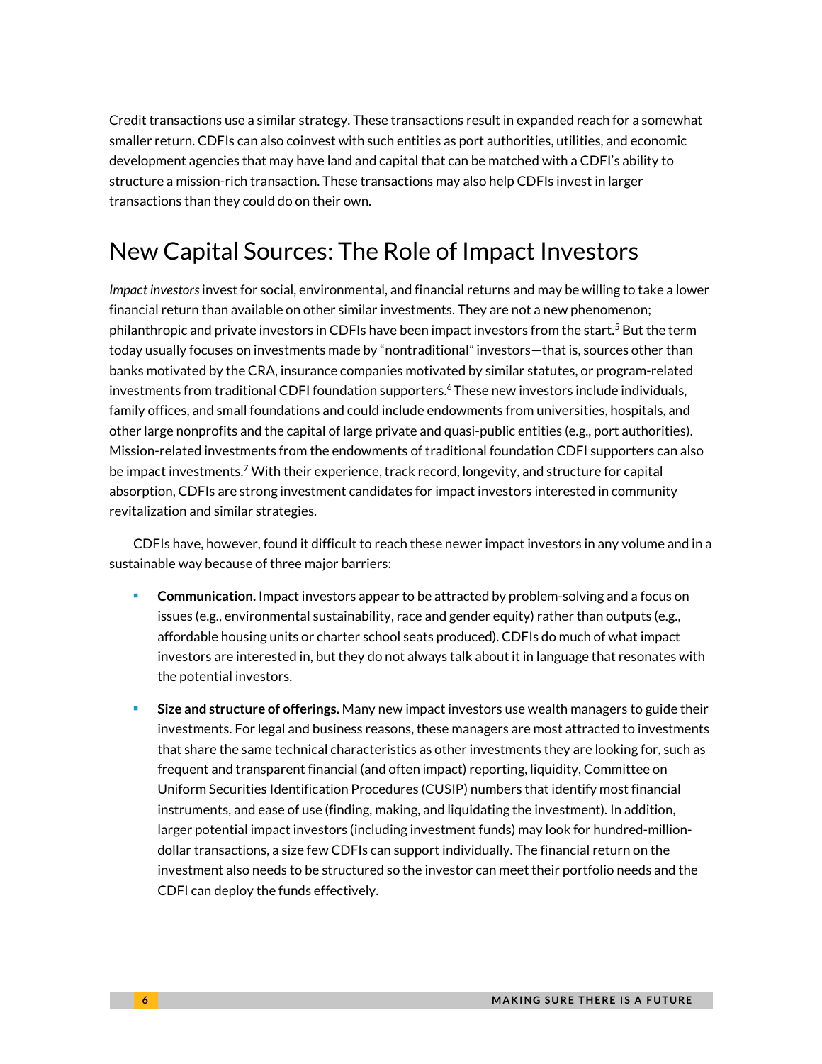Credit transactions use a similar strategy. These transactions result in expanded reach for a somewhat smaller return. CDFIs can also coinvest with such entities as port authorities, utilities, and economic development agencies that may have land and capital that can be matched with a CDFI's ability to structure a mission-rich transaction. These transactions may also help CDFIs invest in larger transactions than they could do on their own.

## New Capital Sources: The Role of Impact Investors

*Impact investors* invest for social, environmental, and financial returns and may be willing to take a lower financial return than available on other similar investments. They are not a new phenomenon; philanthropic and private investors in CDFIs have been impact investors from the start.[5] But the term today usually focuses on investments made by "nontraditional" investors—that is, sources other than banks motivated by the CRA, insurance companies motivated by similar statutes, or program-related investments from traditional CDFI foundation supporters.[6] These new investors include individuals, family offices, and small foundations and could include endowments from universities, hospitals, and other large nonprofits and the capital of large private and quasi-public entities (e.g., port authorities). Mission-related investments from the endowments of traditional foundation CDFI supporters can also be impact investments.[7] With their experience, track record, longevity, and structure for capital absorption, CDFIs are strong investment candidates for impact investors interested in community revitalization and similar strategies.

CDFIs have, however, found it difficult to reach these newer impact investors in any volume and in a sustainable way because of three major barriers:

- **Communication.** Impact investors appear to be attracted by problem-solving and a focus on issues (e.g., environmental sustainability, race and gender equity) rather than outputs (e.g., affordable housing units or charter school seats produced). CDFIs do much of what impact investors are interested in, but they do not always talk about it in language that resonates with the potential investors.
- **Size and structure of offerings.** Many new impact investors use wealth managers to guide their investments. For legal and business reasons, these managers are most attracted to investments that share the same technical characteristics as other investments they are looking for, such as frequent and transparent financial (and often impact) reporting, liquidity, Committee on Uniform Securities Identification Procedures (CUSIP) numbers that identify most financial instruments, and ease of use (finding, making, and liquidating the investment). In addition, larger potential impact investors (including investment funds) may look for hundred-million-dollar transactions, a size few CDFIs can support individually. The financial return on the investment also needs to be structured so the investor can meet their portfolio needs and the CDFI can deploy the funds effectively.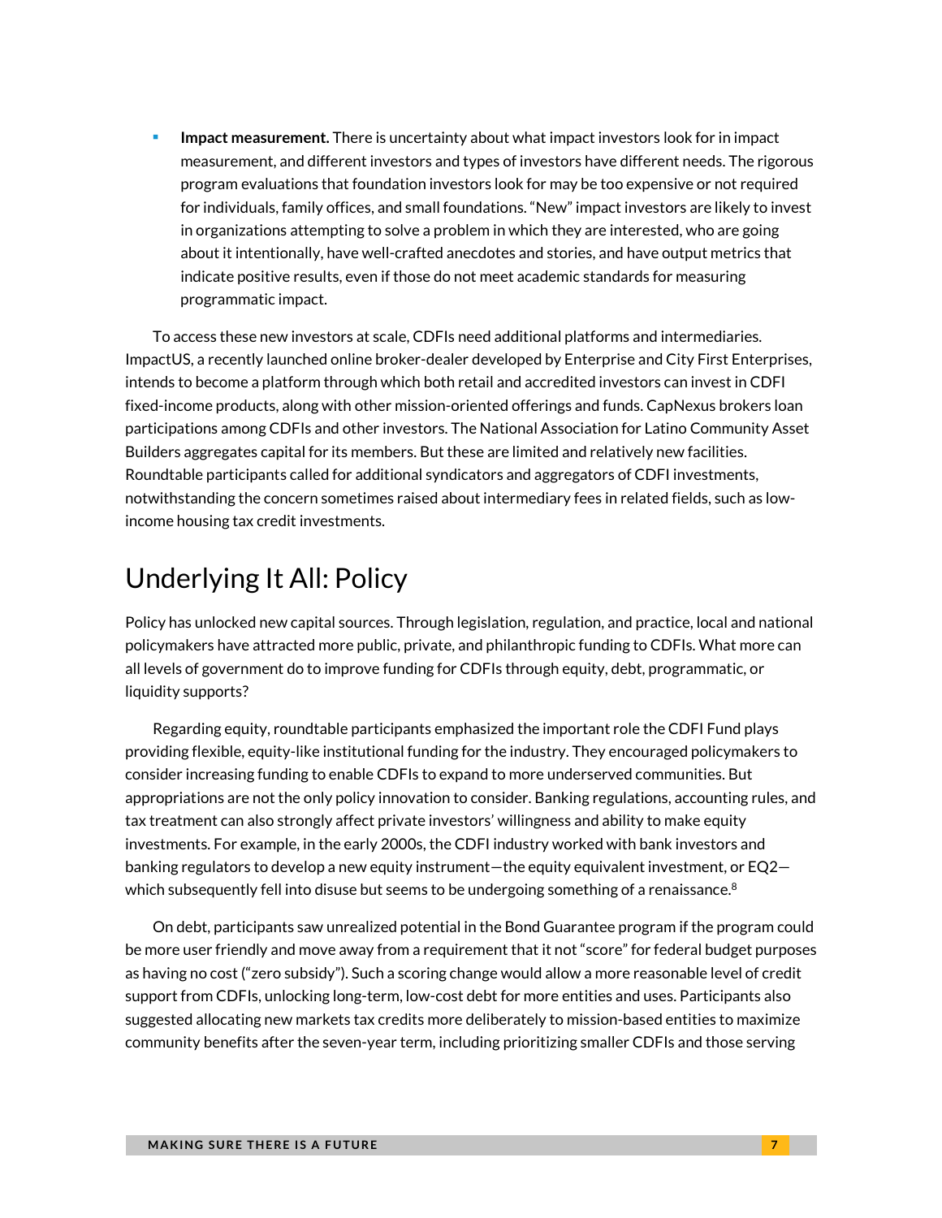- **Impact measurement.** There is uncertainty about what impact investors look for in impact measurement, and different investors and types of investors have different needs. The rigorous program evaluations that foundation investors look for may be too expensive or not required for individuals, family offices, and small foundations. "New" impact investors are likely to invest in organizations attempting to solve a problem in which they are interested, who are going about it intentionally, have well-crafted anecdotes and stories, and have output metrics that indicate positive results, even if those do not meet academic standards for measuring programmatic impact.

To access these new investors at scale, CDFIs need additional platforms and intermediaries. ImpactUS, a recently launched online broker-dealer developed by Enterprise and City First Enterprises, intends to become a platform through which both retail and accredited investors can invest in CDFI fixed-income products, along with other mission-oriented offerings and funds. CapNexus brokers loan participations among CDFIs and other investors. The National Association for Latino Community Asset Builders aggregates capital for its members. But these are limited and relatively new facilities. Roundtable participants called for additional syndicators and aggregators of CDFI investments, notwithstanding the concern sometimes raised about intermediary fees in related fields, such as low-income housing tax credit investments.

## Underlying It All: Policy

Policy has unlocked new capital sources. Through legislation, regulation, and practice, local and national policymakers have attracted more public, private, and philanthropic funding to CDFIs. What more can all levels of government do to improve funding for CDFIs through equity, debt, programmatic, or liquidity supports?

Regarding equity, roundtable participants emphasized the important role the CDFI Fund plays providing flexible, equity-like institutional funding for the industry. They encouraged policymakers to consider increasing funding to enable CDFIs to expand to more underserved communities. But appropriations are not the only policy innovation to consider. Banking regulations, accounting rules, and tax treatment can also strongly affect private investors' willingness and ability to make equity investments. For example, in the early 2000s, the CDFI industry worked with bank investors and banking regulators to develop a new equity instrument—the equity equivalent investment, or EQ2—which subsequently fell into disuse but seems to be undergoing something of a renaissance.[8]

On debt, participants saw unrealized potential in the Bond Guarantee program if the program could be more user friendly and move away from a requirement that it not "score" for federal budget purposes as having no cost ("zero subsidy"). Such a scoring change would allow a more reasonable level of credit support from CDFIs, unlocking long-term, low-cost debt for more entities and uses. Participants also suggested allocating new markets tax credits more deliberately to mission-based entities to maximize community benefits after the seven-year term, including prioritizing smaller CDFIs and those serving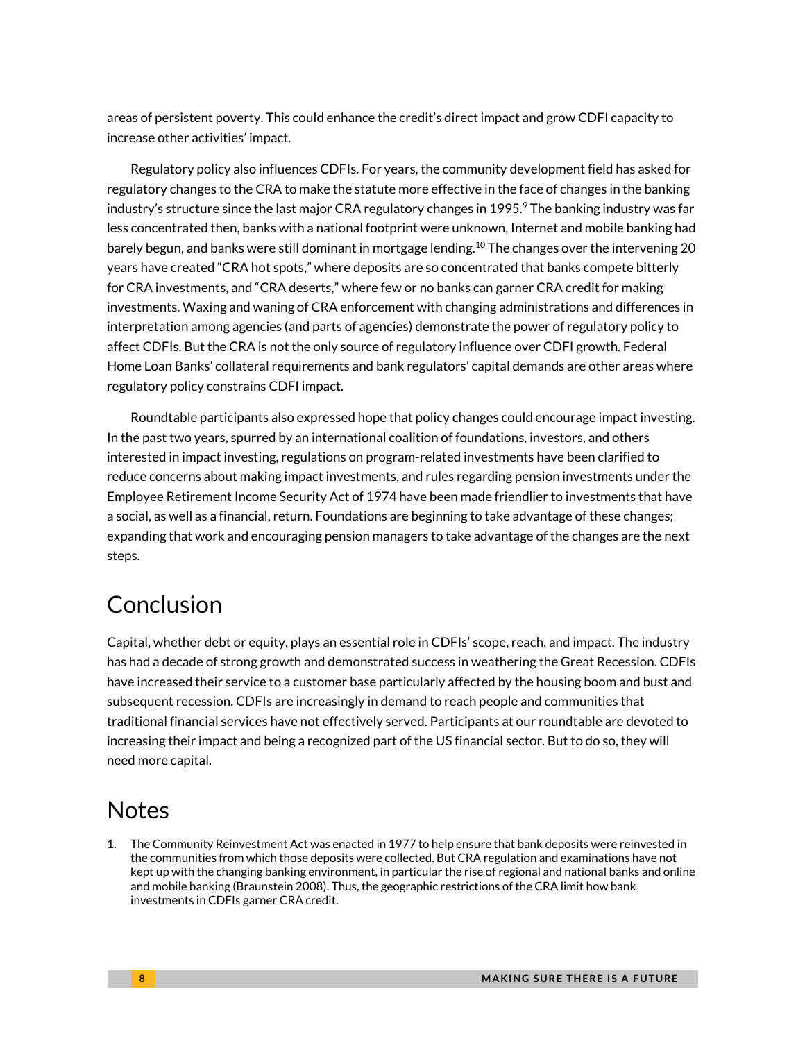areas of persistent poverty. This could enhance the credit's direct impact and grow CDFI capacity to increase other activities' impact.

Regulatory policy also influences CDFIs. For years, the community development field has asked for regulatory changes to the CRA to make the statute more effective in the face of changes in the banking industry's structure since the last major CRA regulatory changes in 1995.[9] The banking industry was far less concentrated then, banks with a national footprint were unknown, Internet and mobile banking had barely begun, and banks were still dominant in mortgage lending.[10] The changes over the intervening 20 years have created "CRA hot spots," where deposits are so concentrated that banks compete bitterly for CRA investments, and "CRA deserts," where few or no banks can garner CRA credit for making investments. Waxing and waning of CRA enforcement with changing administrations and differences in interpretation among agencies (and parts of agencies) demonstrate the power of regulatory policy to affect CDFIs. But the CRA is not the only source of regulatory influence over CDFI growth. Federal Home Loan Banks' collateral requirements and bank regulators' capital demands are other areas where regulatory policy constrains CDFI impact.

Roundtable participants also expressed hope that policy changes could encourage impact investing. In the past two years, spurred by an international coalition of foundations, investors, and others interested in impact investing, regulations on program-related investments have been clarified to reduce concerns about making impact investments, and rules regarding pension investments under the Employee Retirement Income Security Act of 1974 have been made friendlier to investments that have a social, as well as a financial, return. Foundations are beginning to take advantage of these changes; expanding that work and encouraging pension managers to take advantage of the changes are the next steps.

# Conclusion

Capital, whether debt or equity, plays an essential role in CDFIs' scope, reach, and impact. The industry has had a decade of strong growth and demonstrated success in weathering the Great Recession. CDFIs have increased their service to a customer base particularly affected by the housing boom and bust and subsequent recession. CDFIs are increasingly in demand to reach people and communities that traditional financial services have not effectively served. Participants at our roundtable are devoted to increasing their impact and being a recognized part of the US financial sector. But to do so, they will need more capital.

# Notes

1. The Community Reinvestment Act was enacted in 1977 to help ensure that bank deposits were reinvested in the communities from which those deposits were collected. But CRA regulation and examinations have not kept up with the changing banking environment, in particular the rise of regional and national banks and online and mobile banking (Braunstein 2008). Thus, the geographic restrictions of the CRA limit how bank investments in CDFIs garner CRA credit.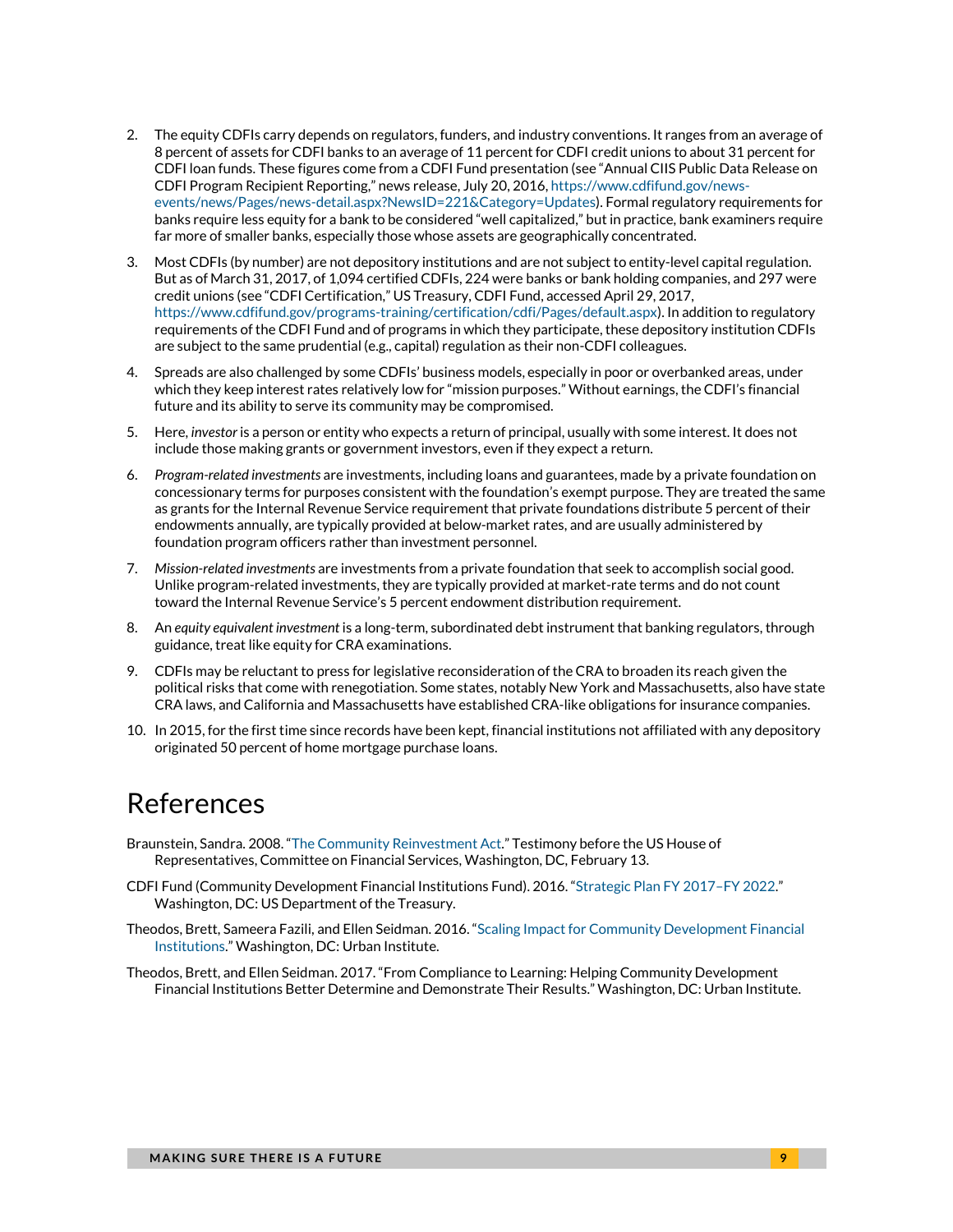2. The equity CDFIs carry depends on regulators, funders, and industry conventions. It ranges from an average of 8 percent of assets for CDFI banks to an average of 11 percent for CDFI credit unions to about 31 percent for CDFI loan funds. These figures come from a CDFI Fund presentation (see "Annual CIIS Public Data Release on CDFI Program Recipient Reporting," news release, July 20, 2016, https://www.cdfifund.gov/news-events/news/Pages/news-detail.aspx?NewsID=221&Category=Updates). Formal regulatory requirements for banks require less equity for a bank to be considered "well capitalized," but in practice, bank examiners require far more of smaller banks, especially those whose assets are geographically concentrated.

3. Most CDFIs (by number) are not depository institutions and are not subject to entity-level capital regulation. But as of March 31, 2017, of 1,094 certified CDFIs, 224 were banks or bank holding companies, and 297 were credit unions (see "CDFI Certification," US Treasury, CDFI Fund, accessed April 29, 2017, https://www.cdfifund.gov/programs-training/certification/cdfi/Pages/default.aspx). In addition to regulatory requirements of the CDFI Fund and of programs in which they participate, these depository institution CDFIs are subject to the same prudential (e.g., capital) regulation as their non-CDFI colleagues.

4. Spreads are also challenged by some CDFIs' business models, especially in poor or overbanked areas, under which they keep interest rates relatively low for "mission purposes." Without earnings, the CDFI's financial future and its ability to serve its community may be compromised.

5. Here, *investor* is a person or entity who expects a return of principal, usually with some interest. It does not include those making grants or government investors, even if they expect a return.

6. *Program-related investments* are investments, including loans and guarantees, made by a private foundation on concessionary terms for purposes consistent with the foundation's exempt purpose. They are treated the same as grants for the Internal Revenue Service requirement that private foundations distribute 5 percent of their endowments annually, are typically provided at below-market rates, and are usually administered by foundation program officers rather than investment personnel.

7. *Mission-related investments* are investments from a private foundation that seek to accomplish social good. Unlike program-related investments, they are typically provided at market-rate terms and do not count toward the Internal Revenue Service's 5 percent endowment distribution requirement.

8. An *equity equivalent investment* is a long-term, subordinated debt instrument that banking regulators, through guidance, treat like equity for CRA examinations.

9. CDFIs may be reluctant to press for legislative reconsideration of the CRA to broaden its reach given the political risks that come with renegotiation. Some states, notably New York and Massachusetts, also have state CRA laws, and California and Massachusetts have established CRA-like obligations for insurance companies.

10. In 2015, for the first time since records have been kept, financial institutions not affiliated with any depository originated 50 percent of home mortgage purchase loans.

# References

Braunstein, Sandra. 2008. "The Community Reinvestment Act." Testimony before the US House of Representatives, Committee on Financial Services, Washington, DC, February 13.

CDFI Fund (Community Development Financial Institutions Fund). 2016. "Strategic Plan FY 2017–FY 2022." Washington, DC: US Department of the Treasury.

Theodos, Brett, Sameera Fazili, and Ellen Seidman. 2016. "Scaling Impact for Community Development Financial Institutions." Washington, DC: Urban Institute.

Theodos, Brett, and Ellen Seidman. 2017. "From Compliance to Learning: Helping Community Development Financial Institutions Better Determine and Demonstrate Their Results." Washington, DC: Urban Institute.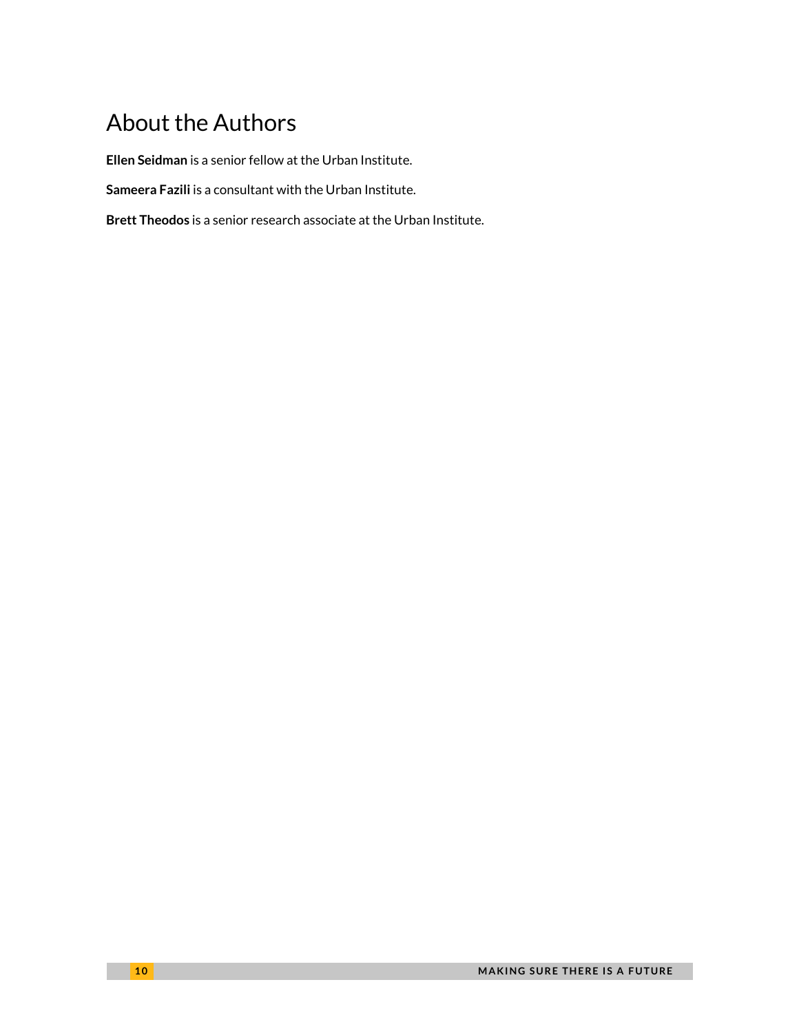# About the Authors

**Ellen Seidman** is a senior fellow at the Urban Institute.

**Sameera Fazili** is a consultant with the Urban Institute.

**Brett Theodos** is a senior research associate at the Urban Institute.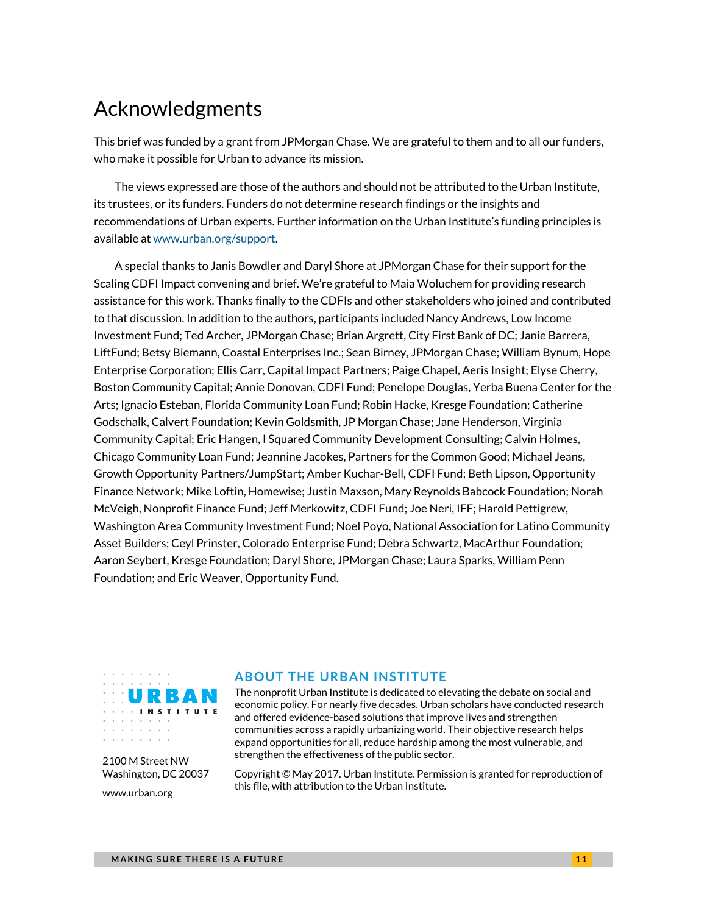# Acknowledgments

This brief was funded by a grant from JPMorgan Chase. We are grateful to them and to all our funders, who make it possible for Urban to advance its mission.

The views expressed are those of the authors and should not be attributed to the Urban Institute, its trustees, or its funders. Funders do not determine research findings or the insights and recommendations of Urban experts. Further information on the Urban Institute's funding principles is available at www.urban.org/support.

A special thanks to Janis Bowdler and Daryl Shore at JPMorgan Chase for their support for the Scaling CDFI Impact convening and brief. We're grateful to Maia Woluchem for providing research assistance for this work. Thanks finally to the CDFIs and other stakeholders who joined and contributed to that discussion. In addition to the authors, participants included Nancy Andrews, Low Income Investment Fund; Ted Archer, JPMorgan Chase; Brian Argrett, City First Bank of DC; Janie Barrera, LiftFund; Betsy Biemann, Coastal Enterprises Inc.; Sean Birney, JPMorgan Chase; William Bynum, Hope Enterprise Corporation; Ellis Carr, Capital Impact Partners; Paige Chapel, Aeris Insight; Elyse Cherry, Boston Community Capital; Annie Donovan, CDFI Fund; Penelope Douglas, Yerba Buena Center for the Arts; Ignacio Esteban, Florida Community Loan Fund; Robin Hacke, Kresge Foundation; Catherine Godschalk, Calvert Foundation; Kevin Goldsmith, JP Morgan Chase; Jane Henderson, Virginia Community Capital; Eric Hangen, I Squared Community Development Consulting; Calvin Holmes, Chicago Community Loan Fund; Jeannine Jacokes, Partners for the Common Good; Michael Jeans, Growth Opportunity Partners/JumpStart; Amber Kuchar-Bell, CDFI Fund; Beth Lipson, Opportunity Finance Network; Mike Loftin, Homewise; Justin Maxson, Mary Reynolds Babcock Foundation; Norah McVeigh, Nonprofit Finance Fund; Jeff Merkowitz, CDFI Fund; Joe Neri, IFF; Harold Pettigrew, Washington Area Community Investment Fund; Noel Poyo, National Association for Latino Community Asset Builders; Ceyl Prinster, Colorado Enterprise Fund; Debra Schwartz, MacArthur Foundation; Aaron Seybert, Kresge Foundation; Daryl Shore, JPMorgan Chase; Laura Sparks, William Penn Foundation; and Eric Weaver, Opportunity Fund.

URBAN INSTITUTE

2100 M Street NW
Washington, DC 20037

www.urban.org

## ABOUT THE URBAN INSTITUTE

The nonprofit Urban Institute is dedicated to elevating the debate on social and economic policy. For nearly five decades, Urban scholars have conducted research and offered evidence-based solutions that improve lives and strengthen communities across a rapidly urbanizing world. Their objective research helps expand opportunities for all, reduce hardship among the most vulnerable, and strengthen the effectiveness of the public sector.

Copyright © May 2017. Urban Institute. Permission is granted for reproduction of this file, with attribution to the Urban Institute.